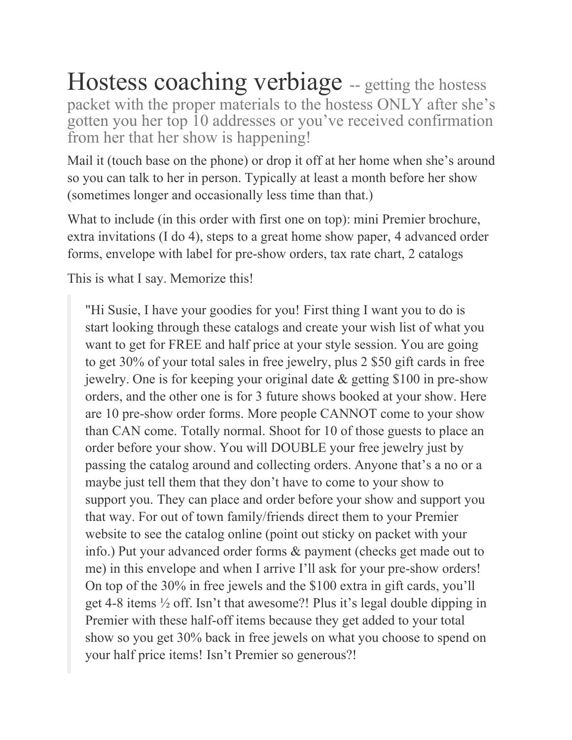# Hostess coaching verbiage -- getting the hostess packet with the proper materials to the hostess ONLY after she's gotten you her top 10 addresses or you've received confirmation from her that her show is happening!

Mail it (touch base on the phone) or drop it off at her home when she's around so you can talk to her in person. Typically at least a month before her show (sometimes longer and occasionally less time than that.)

What to include (in this order with first one on top): mini Premier brochure, extra invitations (I do 4), steps to a great home show paper, 4 advanced order forms, envelope with label for pre-show orders, tax rate chart, 2 catalogs

This is what I say. Memorize this!

> "Hi Susie, I have your goodies for you! First thing I want you to do is start looking through these catalogs and create your wish list of what you want to get for FREE and half price at your style session. You are going to get 30% of your total sales in free jewelry, plus 2 $50 gift cards in free jewelry. One is for keeping your original date & getting $100 in pre-show orders, and the other one is for 3 future shows booked at your show. Here are 10 pre-show order forms. More people CANNOT come to your show than CAN come. Totally normal. Shoot for 10 of those guests to place an order before your show. You will DOUBLE your free jewelry just by passing the catalog around and collecting orders. Anyone that's a no or a maybe just tell them that they don't have to come to your show to support you. They can place and order before your show and support you that way. For out of town family/friends direct them to your Premier website to see the catalog online (point out sticky on packet with your info.) Put your advanced order forms & payment (checks get made out to me) in this envelope and when I arrive I'll ask for your pre-show orders! On top of the 30% in free jewels and the $100 extra in gift cards, you'll get 4-8 items ½ off. Isn't that awesome?! Plus it's legal double dipping in Premier with these half-off items because they get added to your total show so you get 30% back in free jewels on what you choose to spend on your half price items! Isn't Premier so generous?!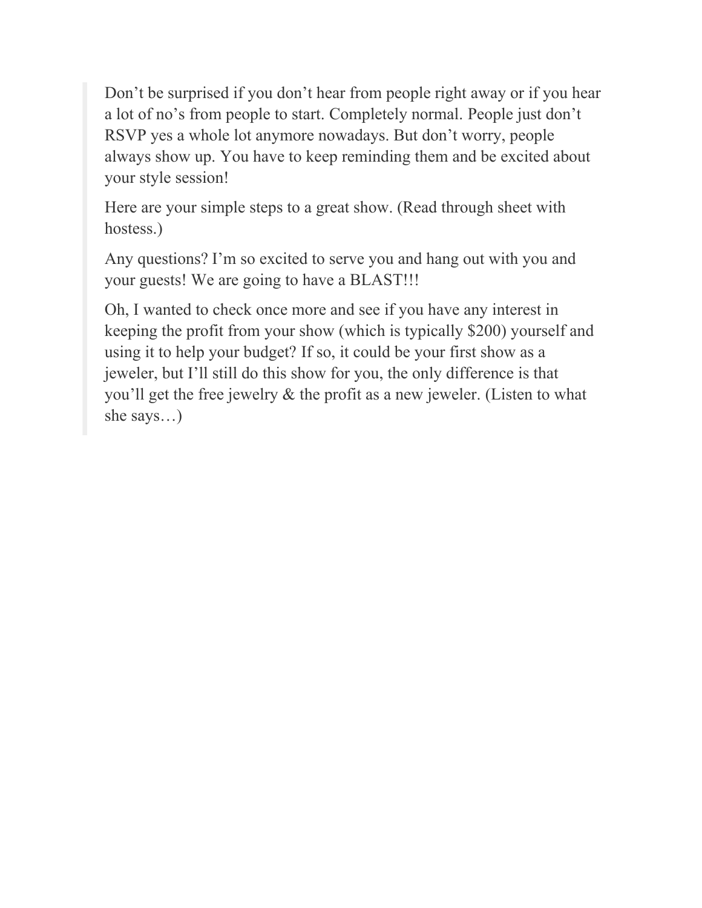> Don’t be surprised if you don’t hear from people right away or if you hear a lot of no’s from people to start. Completely normal. People just don’t RSVP yes a whole lot anymore nowadays. But don’t worry, people always show up. You have to keep reminding them and be excited about your style session!
>
> Here are your simple steps to a great show. (Read through sheet with hostess.)
>
> Any questions? I’m so excited to serve you and hang out with you and your guests! We are going to have a BLAST!!!
>
> Oh, I wanted to check once more and see if you have any interest in keeping the profit from your show (which is typically $200) yourself and using it to help your budget? If so, it could be your first show as a jeweler, but I’ll still do this show for you, the only difference is that you’ll get the free jewelry & the profit as a new jeweler. (Listen to what she says…)